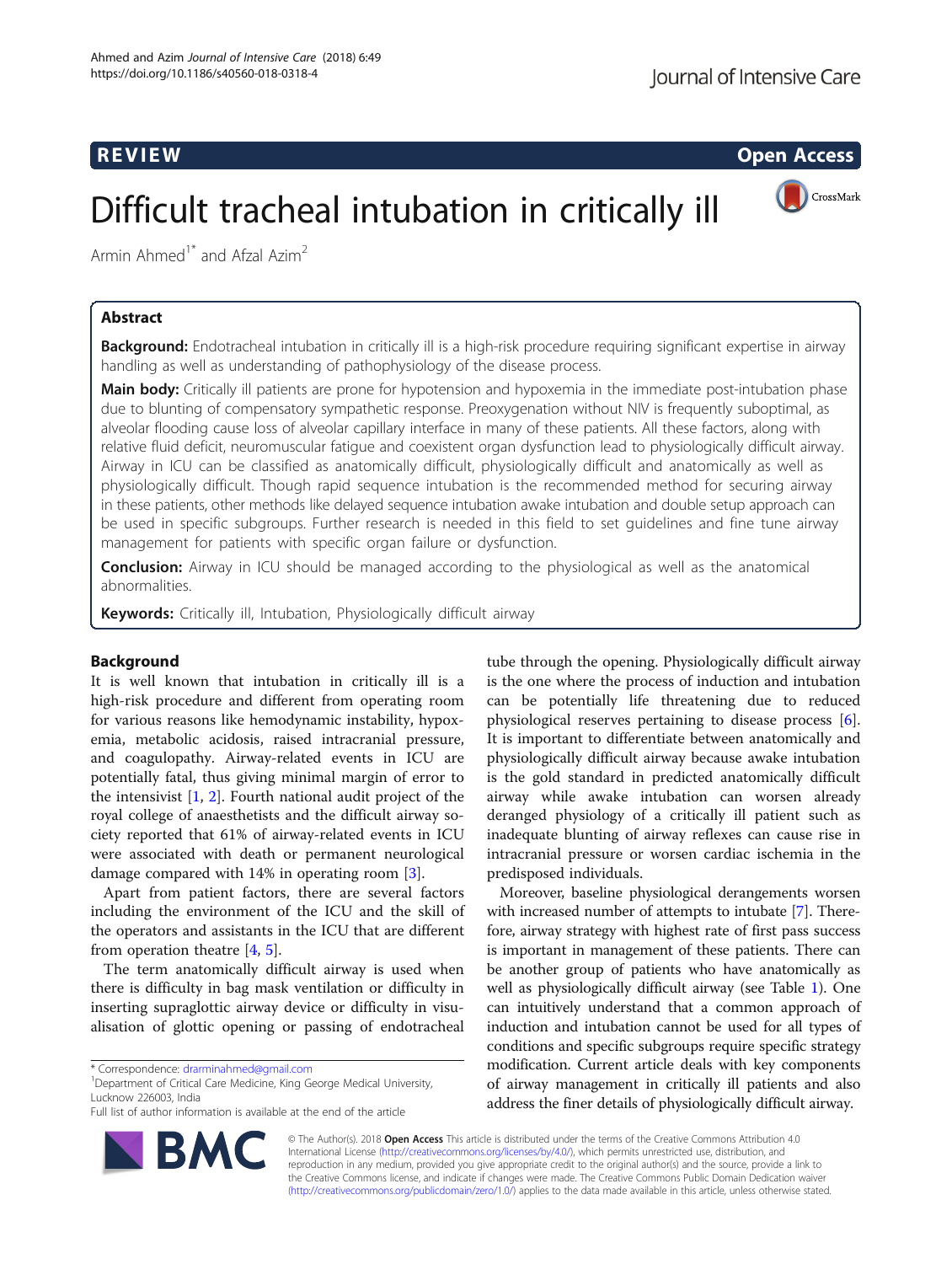# Difficult tracheal intubation in critically ill

Armin Ahmed[1*] and Afzal Azim[2]

## Abstract

**Background:** Endotracheal intubation in critically ill is a high-risk procedure requiring significant expertise in airway handling as well as understanding of pathophysiology of the disease process.

**Main body:** Critically ill patients are prone for hypotension and hypoxemia in the immediate post-intubation phase due to blunting of compensatory sympathetic response. Preoxygenation without NIV is frequently suboptimal, as alveolar flooding cause loss of alveolar capillary interface in many of these patients. All these factors, along with relative fluid deficit, neuromuscular fatigue and coexistent organ dysfunction lead to physiologically difficult airway. Airway in ICU can be classified as anatomically difficult, physiologically difficult and anatomically as well as physiologically difficult. Though rapid sequence intubation is the recommended method for securing airway in these patients, other methods like delayed sequence intubation awake intubation and double setup approach can be used in specific subgroups. Further research is needed in this field to set guidelines and fine tune airway management for patients with specific organ failure or dysfunction.

**Conclusion:** Airway in ICU should be managed according to the physiological as well as the anatomical abnormalities.

**Keywords:** Critically ill, Intubation, Physiologically difficult airway

## Background

It is well known that intubation in critically ill is a high-risk procedure and different from operating room for various reasons like hemodynamic instability, hypoxemia, metabolic acidosis, raised intracranial pressure, and coagulopathy. Airway-related events in ICU are potentially fatal, thus giving minimal margin of error to the intensivist [1, 2]. Fourth national audit project of the royal college of anaesthetists and the difficult airway society reported that 61% of airway-related events in ICU were associated with death or permanent neurological damage compared with 14% in operating room [3].

Apart from patient factors, there are several factors including the environment of the ICU and the skill of the operators and assistants in the ICU that are different from operation theatre [4, 5].

The term anatomically difficult airway is used when there is difficulty in bag mask ventilation or difficulty in inserting supraglottic airway device or difficulty in visualisation of glottic opening or passing of endotracheal tube through the opening. Physiologically difficult airway is the one where the process of induction and intubation can be potentially life threatening due to reduced physiological reserves pertaining to disease process [6]. It is important to differentiate between anatomically and physiologically difficult airway because awake intubation is the gold standard in predicted anatomically difficult airway while awake intubation can worsen already deranged physiology of a critically ill patient such as inadequate blunting of airway reflexes can cause rise in intracranial pressure or worsen cardiac ischemia in the predisposed individuals.

Moreover, baseline physiological derangements worsen with increased number of attempts to intubate [7]. Therefore, airway strategy with highest rate of first pass success is important in management of these patients. There can be another group of patients who have anatomically as well as physiologically difficult airway (see Table 1). One can intuitively understand that a common approach of induction and intubation cannot be used for all types of conditions and specific subgroups require specific strategy modification. Current article deals with key components of airway management in critically ill patients and also address the finer details of physiologically difficult airway.

* Correspondence: drarminahmed@gmail.com
[1]Department of Critical Care Medicine, King George Medical University, Lucknow 226003, India
Full list of author information is available at the end of the article

© The Author(s). 2018 **Open Access** This article is distributed under the terms of the Creative Commons Attribution 4.0 International License (http://creativecommons.org/licenses/by/4.0/), which permits unrestricted use, distribution, and reproduction in any medium, provided you give appropriate credit to the original author(s) and the source, provide a link to the Creative Commons license, and indicate if changes were made. The Creative Commons Public Domain Dedication waiver (http://creativecommons.org/publicdomain/zero/1.0/) applies to the data made available in this article, unless otherwise stated.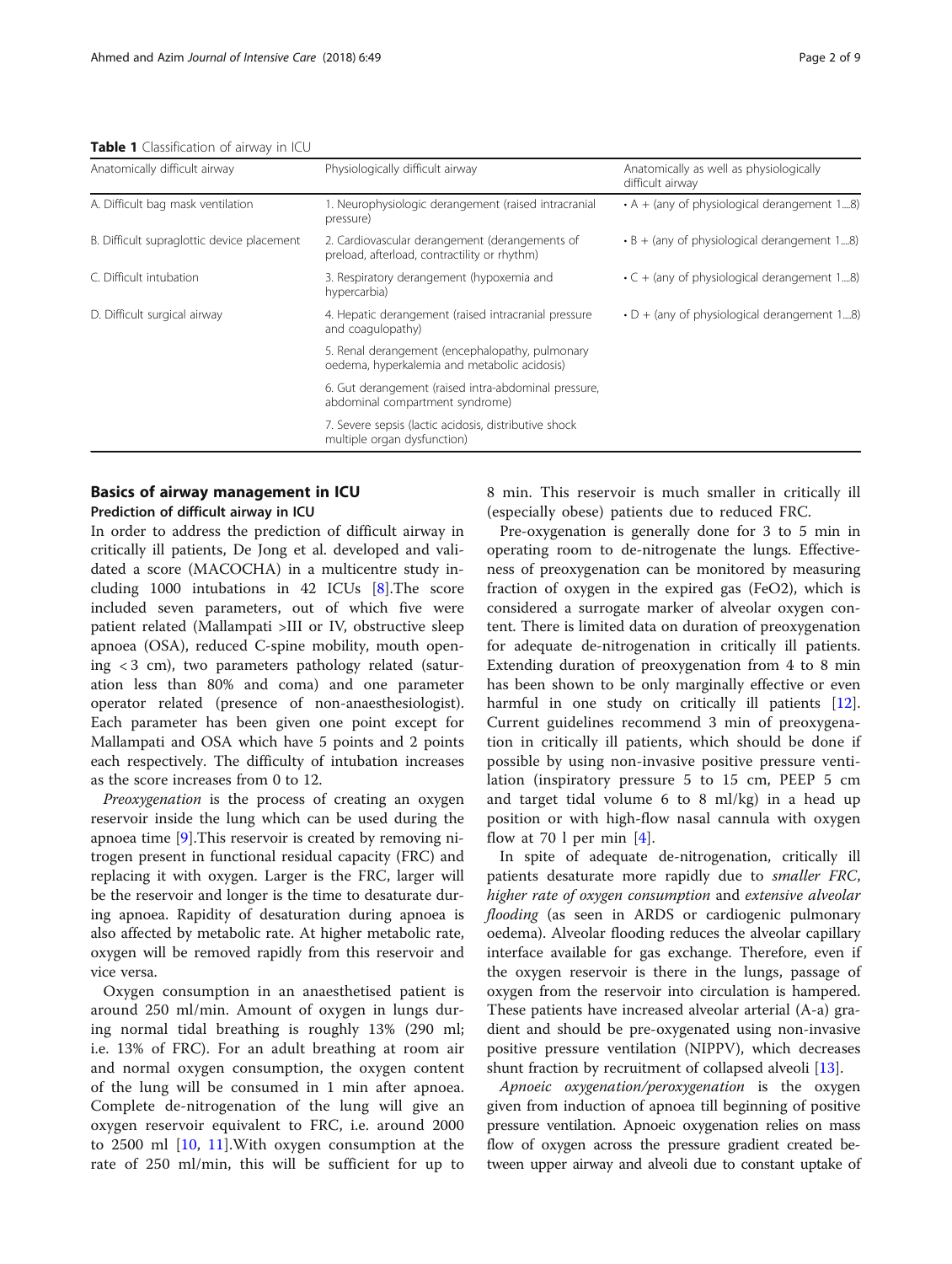**Table 1** Classification of airway in ICU

| Anatomically difficult airway | Physiologically difficult airway | Anatomically as well as physiologically difficult airway |
| --- | --- | --- |
| A. Difficult bag mask ventilation | 1. Neurophysiologic derangement (raised intracranial pressure) | • A + (any of physiological derangement 1....8) |
| B. Difficult supraglottic device placement | 2. Cardiovascular derangement (derangements of preload, afterload, contractility or rhythm) | • B + (any of physiological derangement 1....8) |
| C. Difficult intubation | 3. Respiratory derangement (hypoxemia and hypercarbia) | • C + (any of physiological derangement 1....8) |
| D. Difficult surgical airway | 4. Hepatic derangement (raised intracranial pressure and coagulopathy) | • D + (any of physiological derangement 1....8) |
| | 5. Renal derangement (encephalopathy, pulmonary oedema, hyperkalemia and metabolic acidosis) | |
| | 6. Gut derangement (raised intra-abdominal pressure, abdominal compartment syndrome) | |
| | 7. Severe sepsis (lactic acidosis, distributive shock multiple organ dysfunction) | |

## Basics of airway management in ICU

### Prediction of difficult airway in ICU

In order to address the prediction of difficult airway in critically ill patients, De Jong et al. developed and validated a score (MACOCHA) in a multicentre study including 1000 intubations in 42 ICUs [8].The score included seven parameters, out of which five were patient related (Mallampati >III or IV, obstructive sleep apnoea (OSA), reduced C-spine mobility, mouth opening < 3 cm), two parameters pathology related (saturation less than 80% and coma) and one parameter operator related (presence of non-anaesthesiologist). Each parameter has been given one point except for Mallampati and OSA which have 5 points and 2 points each respectively. The difficulty of intubation increases as the score increases from 0 to 12.

*Preoxygenation* is the process of creating an oxygen reservoir inside the lung which can be used during the apnoea time [9].This reservoir is created by removing nitrogen present in functional residual capacity (FRC) and replacing it with oxygen. Larger is the FRC, larger will be the reservoir and longer is the time to desaturate during apnoea. Rapidity of desaturation during apnoea is also affected by metabolic rate. At higher metabolic rate, oxygen will be removed rapidly from this reservoir and vice versa.

Oxygen consumption in an anaesthetised patient is around 250 ml/min. Amount of oxygen in lungs during normal tidal breathing is roughly 13% (290 ml; i.e. 13% of FRC). For an adult breathing at room air and normal oxygen consumption, the oxygen content of the lung will be consumed in 1 min after apnoea. Complete de-nitrogenation of the lung will give an oxygen reservoir equivalent to FRC, i.e. around 2000 to 2500 ml [10, 11].With oxygen consumption at the rate of 250 ml/min, this will be sufficient for up to 8 min. This reservoir is much smaller in critically ill (especially obese) patients due to reduced FRC.

Pre-oxygenation is generally done for 3 to 5 min in operating room to de-nitrogenate the lungs. Effectiveness of preoxygenation can be monitored by measuring fraction of oxygen in the expired gas ($FeO_2$), which is considered a surrogate marker of alveolar oxygen content. There is limited data on duration of preoxygenation for adequate de-nitrogenation in critically ill patients. Extending duration of preoxygenation from 4 to 8 min has been shown to be only marginally effective or even harmful in one study on critically ill patients [12]. Current guidelines recommend 3 min of preoxygenation in critically ill patients, which should be done if possible by using non-invasive positive pressure ventilation (inspiratory pressure 5 to 15 cm, PEEP 5 cm and target tidal volume 6 to 8 ml/kg) in a head up position or with high-flow nasal cannula with oxygen flow at 70 l per min [4].

In spite of adequate de-nitrogenation, critically ill patients desaturate more rapidly due to *smaller FRC*, *higher rate of oxygen consumption* and *extensive alveolar flooding* (as seen in ARDS or cardiogenic pulmonary oedema). Alveolar flooding reduces the alveolar capillary interface available for gas exchange. Therefore, even if the oxygen reservoir is there in the lungs, passage of oxygen from the reservoir into circulation is hampered. These patients have increased alveolar arterial (A-a) gradient and should be pre-oxygenated using non-invasive positive pressure ventilation (NIPPV), which decreases shunt fraction by recruitment of collapsed alveoli [13].

*Apnoeic oxygenation/peroxygenation* is the oxygen given from induction of apnoea till beginning of positive pressure ventilation. Apnoeic oxygenation relies on mass flow of oxygen across the pressure gradient created between upper airway and alveoli due to constant uptake of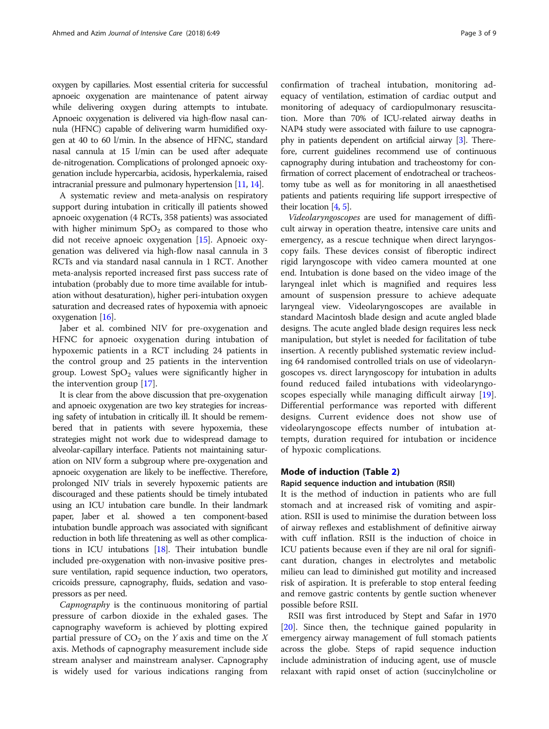oxygen by capillaries. Most essential criteria for successful apnoeic oxygenation are maintenance of patent airway while delivering oxygen during attempts to intubate. Apnoeic oxygenation is delivered via high-flow nasal cannula (HFNC) capable of delivering warm humidified oxygen at 40 to 60 l/min. In the absence of HFNC, standard nasal cannula at 15 l/min can be used after adequate de-nitrogenation. Complications of prolonged apnoeic oxygenation include hypercarbia, acidosis, hyperkalemia, raised intracranial pressure and pulmonary hypertension [11, 14].

A systematic review and meta-analysis on respiratory support during intubation in critically ill patients showed apnoeic oxygenation (4 RCTs, 358 patients) was associated with higher minimum $SpO_2$ as compared to those who did not receive apnoeic oxygenation [15]. Apnoeic oxygenation was delivered via high-flow nasal cannula in 3 RCTs and via standard nasal cannula in 1 RCT. Another meta-analysis reported increased first pass success rate of intubation (probably due to more time available for intubation without desaturation), higher peri-intubation oxygen saturation and decreased rates of hypoxemia with apnoeic oxygenation [16].

Jaber et al. combined NIV for pre-oxygenation and HFNC for apnoeic oxygenation during intubation of hypoxemic patients in a RCT including 24 patients in the control group and 25 patients in the intervention group. Lowest $SpO_2$ values were significantly higher in the intervention group [17].

It is clear from the above discussion that pre-oxygenation and apnoeic oxygenation are two key strategies for increasing safety of intubation in critically ill. It should be remembered that in patients with severe hypoxemia, these strategies might not work due to widespread damage to alveolar-capillary interface. Patients not maintaining saturation on NIV form a subgroup where pre-oxygenation and apnoeic oxygenation are likely to be ineffective. Therefore, prolonged NIV trials in severely hypoxemic patients are discouraged and these patients should be timely intubated using an ICU intubation care bundle. In their landmark paper, Jaber et al. showed a ten component-based intubation bundle approach was associated with significant reduction in both life threatening as well as other complications in ICU intubations [18]. Their intubation bundle included pre-oxygenation with non-invasive positive pressure ventilation, rapid sequence induction, two operators, cricoids pressure, capnography, fluids, sedation and vasopressors as per need.

*Capnography* is the continuous monitoring of partial pressure of carbon dioxide in the exhaled gases. The capnography waveform is achieved by plotting expired partial pressure of $CO_2$ on the *Y* axis and time on the *X* axis. Methods of capnography measurement include side stream analyser and mainstream analyser. Capnography is widely used for various indications ranging from confirmation of tracheal intubation, monitoring adequacy of ventilation, estimation of cardiac output and monitoring of adequacy of cardiopulmonary resuscitation. More than 70% of ICU-related airway deaths in NAP4 study were associated with failure to use capnography in patients dependent on artificial airway [3]. Therefore, current guidelines recommend use of continuous capnography during intubation and tracheostomy for confirmation of correct placement of endotracheal or tracheostomy tube as well as for monitoring in all anaesthetised patients and patients requiring life support irrespective of their location [4, 5].

*Videolaryngoscopes* are used for management of difficult airway in operation theatre, intensive care units and emergency, as a rescue technique when direct laryngoscopy fails. These devices consist of fiberoptic indirect rigid laryngoscope with video camera mounted at one end. Intubation is done based on the video image of the laryngeal inlet which is magnified and requires less amount of suspension pressure to achieve adequate laryngeal view. Videolaryngoscopes are available in standard Macintosh blade design and acute angled blade designs. The acute angled blade design requires less neck manipulation, but stylet is needed for facilitation of tube insertion. A recently published systematic review including 64 randomised controlled trials on use of videolaryngoscopes vs. direct laryngoscopy for intubation in adults found reduced failed intubations with videolaryngoscopes especially while managing difficult airway [19]. Differential performance was reported with different designs. Current evidence does not show use of videolaryngoscope effects number of intubation attempts, duration required for intubation or incidence of hypoxic complications.

## Mode of induction (Table 2)

### Rapid sequence induction and intubation (RSII)

It is the method of induction in patients who are full stomach and at increased risk of vomiting and aspiration. RSII is used to minimise the duration between loss of airway reflexes and establishment of definitive airway with cuff inflation. RSII is the induction of choice in ICU patients because even if they are nil oral for significant duration, changes in electrolytes and metabolic milieu can lead to diminished gut motility and increased risk of aspiration. It is preferable to stop enteral feeding and remove gastric contents by gentle suction whenever possible before RSII.

RSII was first introduced by Stept and Safar in 1970 [20]. Since then, the technique gained popularity in emergency airway management of full stomach patients across the globe. Steps of rapid sequence induction include administration of inducing agent, use of muscle relaxant with rapid onset of action (succinylcholine or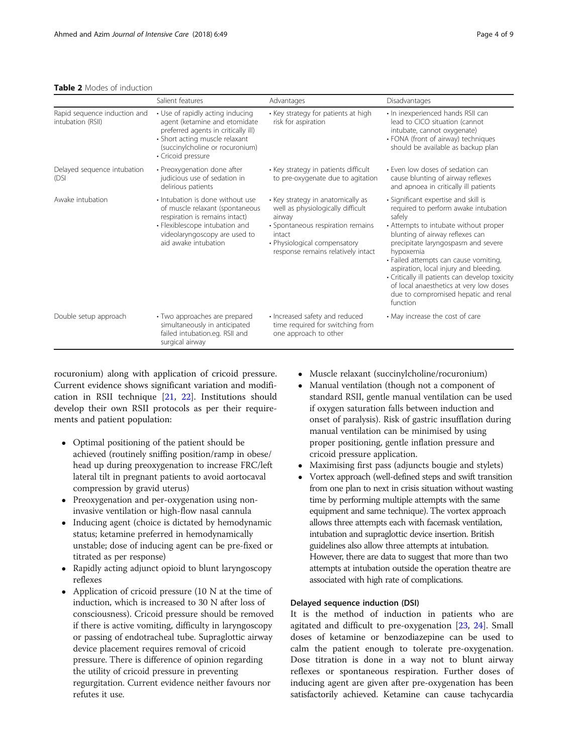**Table 2** Modes of induction

| | Salient features | Advantages | Disadvantages |
|---|---|---|---|
| Rapid sequence induction and intubation (RSII) | • Use of rapidly acting inducing agent (ketamine and etomidate preferred agents in critically ill)<br>• Short acting muscle relaxant (succinylcholine or rocuronium)<br>• Cricoid pressure | • Key strategy for patients at high risk for aspiration | • In inexperienced hands RSII can lead to CICO situation (cannot intubate, cannot oxygenate)<br>• FONA (front of airway) techniques should be available as backup plan |
| Delayed sequence intubation (DSI | • Preoxygenation done after judicious use of sedation in delirious patients | • Key strategy in patients difficult to pre-oxygenate due to agitation | • Even low doses of sedation can cause blunting of airway reflexes and apnoea in critically ill patients |
| Awake intubation | • Intubation is done without use of muscle relaxant (spontaneous respiration is remains intact)<br>• Flexiblescope intubation and videolaryngoscopy are used to aid awake intubation | • Key strategy in anatomically as well as physiologically difficult airway<br>• Spontaneous respiration remains intact<br>• Physiological compensatory response remains relatively intact | • Significant expertise and skill is required to perform awake intubation safely<br>• Attempts to intubate without proper blunting of airway reflexes can precipitate laryngospasm and severe hypoxemia<br>• Failed attempts can cause vomiting, aspiration, local injury and bleeding.<br>• Critically ill patients can develop toxicity of local anaesthetics at very low doses due to compromised hepatic and renal function |
| Double setup approach | • Two approaches are prepared simultaneously in anticipated failed intubation.eg. RSII and surgical airway | • Increased safety and reduced time required for switching from one approach to other | • May increase the cost of care |

rocuronium) along with application of cricoid pressure. Current evidence shows significant variation and modification in RSII technique [21, 22]. Institutions should develop their own RSII protocols as per their requirements and patient population:

- Optimal positioning of the patient should be achieved (routinely sniffing position/ramp in obese/ head up during preoxygenation to increase FRC/left lateral tilt in pregnant patients to avoid aortocaval compression by gravid uterus)
- Preoxygenation and per-oxygenation using non-invasive ventilation or high-flow nasal cannula
- Inducing agent (choice is dictated by hemodynamic status; ketamine preferred in hemodynamically unstable; dose of inducing agent can be pre-fixed or titrated as per response)
- Rapidly acting adjunct opioid to blunt laryngoscopy reflexes
- Application of cricoid pressure (10 N at the time of induction, which is increased to 30 N after loss of consciousness). Cricoid pressure should be removed if there is active vomiting, difficulty in laryngoscopy or passing of endotracheal tube. Supraglottic airway device placement requires removal of cricoid pressure. There is difference of opinion regarding the utility of cricoid pressure in preventing regurgitation. Current evidence neither favours nor refutes it use.
- Muscle relaxant (succinylcholine/rocuronium)
- Manual ventilation (though not a component of standard RSII, gentle manual ventilation can be used if oxygen saturation falls between induction and onset of paralysis). Risk of gastric insufflation during manual ventilation can be minimised by using proper positioning, gentle inflation pressure and cricoid pressure application.
- Maximising first pass (adjuncts bougie and stylets)
- Vortex approach (well-defined steps and swift transition from one plan to next in crisis situation without wasting time by performing multiple attempts with the same equipment and same technique). The vortex approach allows three attempts each with facemask ventilation, intubation and supraglottic device insertion. British guidelines also allow three attempts at intubation. However, there are data to suggest that more than two attempts at intubation outside the operation theatre are associated with high rate of complications.

### Delayed sequence induction (DSI)

It is the method of induction in patients who are agitated and difficult to pre-oxygenate [23, 24]. Small doses of ketamine or benzodiazepine can be used to calm the patient enough to tolerate pre-oxygenation. Dose titration is done in a way not to blunt airway reflexes or spontaneous respiration. Further doses of inducing agent are given after pre-oxygenation has been satisfactorily achieved. Ketamine can cause tachycardia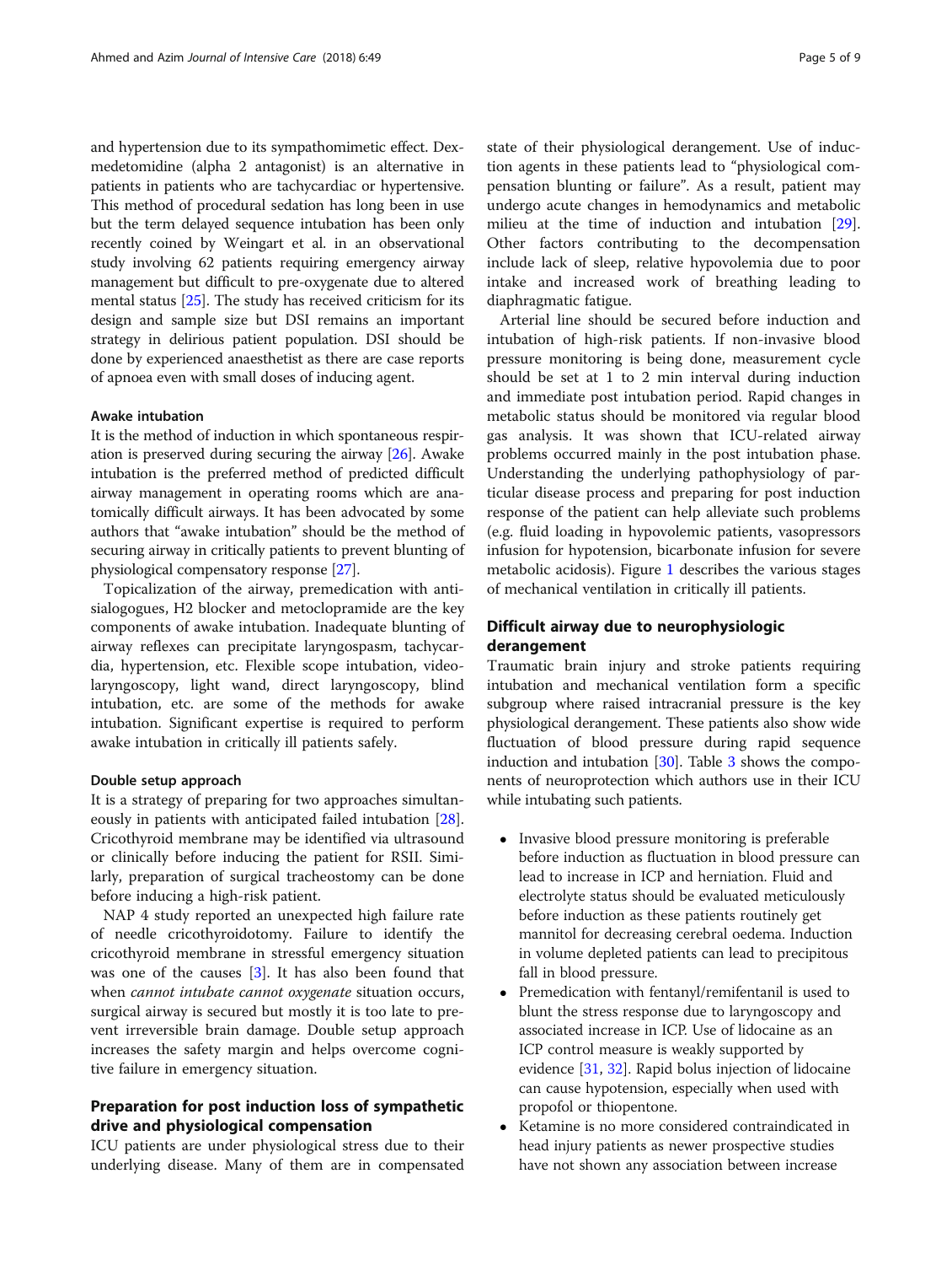and hypertension due to its sympathomimetic effect. Dexmedetomidine (alpha 2 antagonist) is an alternative in patients in patients who are tachycardiac or hypertensive. This method of procedural sedation has long been in use but the term delayed sequence intubation has been only recently coined by Weingart et al. in an observational study involving 62 patients requiring emergency airway management but difficult to pre-oxygenate due to altered mental status [25]. The study has received criticism for its design and sample size but DSI remains an important strategy in delirious patient population. DSI should be done by experienced anaesthetist as there are case reports of apnoea even with small doses of inducing agent.

#### Awake intubation

It is the method of induction in which spontaneous respiration is preserved during securing the airway [26]. Awake intubation is the preferred method of predicted difficult airway management in operating rooms which are anatomically difficult airways. It has been advocated by some authors that "awake intubation" should be the method of securing airway in critically patients to prevent blunting of physiological compensatory response [27].

Topicalization of the airway, premedication with antisialogogues, H2 blocker and metoclopramide are the key components of awake intubation. Inadequate blunting of airway reflexes can precipitate laryngospasm, tachycardia, hypertension, etc. Flexible scope intubation, videolaryngoscopy, light wand, direct laryngoscopy, blind intubation, etc. are some of the methods for awake intubation. Significant expertise is required to perform awake intubation in critically ill patients safely.

#### Double setup approach

It is a strategy of preparing for two approaches simultaneously in patients with anticipated failed intubation [28]. Cricothyroid membrane may be identified via ultrasound or clinically before inducing the patient for RSII. Similarly, preparation of surgical tracheostomy can be done before inducing a high-risk patient.

NAP 4 study reported an unexpected high failure rate of needle cricothyroidotomy. Failure to identify the cricothyroid membrane in stressful emergency situation was one of the causes [3]. It has also been found that when *cannot intubate cannot oxygenate* situation occurs, surgical airway is secured but mostly it is too late to prevent irreversible brain damage. Double setup approach increases the safety margin and helps overcome cognitive failure in emergency situation.

## Preparation for post induction loss of sympathetic drive and physiological compensation

ICU patients are under physiological stress due to their underlying disease. Many of them are in compensated state of their physiological derangement. Use of induction agents in these patients lead to "physiological compensation blunting or failure". As a result, patient may undergo acute changes in hemodynamics and metabolic milieu at the time of induction and intubation [29]. Other factors contributing to the decompensation include lack of sleep, relative hypovolemia due to poor intake and increased work of breathing leading to diaphragmatic fatigue.

Arterial line should be secured before induction and intubation of high-risk patients. If non-invasive blood pressure monitoring is being done, measurement cycle should be set at 1 to 2 min interval during induction and immediate post intubation period. Rapid changes in metabolic status should be monitored via regular blood gas analysis. It was shown that ICU-related airway problems occurred mainly in the post intubation phase. Understanding the underlying pathophysiology of particular disease process and preparing for post induction response of the patient can help alleviate such problems (e.g. fluid loading in hypovolemic patients, vasopressors infusion for hypotension, bicarbonate infusion for severe metabolic acidosis). Figure 1 describes the various stages of mechanical ventilation in critically ill patients.

## Difficult airway due to neurophysiologic derangement

Traumatic brain injury and stroke patients requiring intubation and mechanical ventilation form a specific subgroup where raised intracranial pressure is the key physiological derangement. These patients also show wide fluctuation of blood pressure during rapid sequence induction and intubation [30]. Table 3 shows the components of neuroprotection which authors use in their ICU while intubating such patients.

- Invasive blood pressure monitoring is preferable before induction as fluctuation in blood pressure can lead to increase in ICP and herniation. Fluid and electrolyte status should be evaluated meticulously before induction as these patients routinely get mannitol for decreasing cerebral oedema. Induction in volume depleted patients can lead to precipitous fall in blood pressure.
- Premedication with fentanyl/remifentanil is used to blunt the stress response due to laryngoscopy and associated increase in ICP. Use of lidocaine as an ICP control measure is weakly supported by evidence [31, 32]. Rapid bolus injection of lidocaine can cause hypotension, especially when used with propofol or thiopentone.
- Ketamine is no more considered contraindicated in head injury patients as newer prospective studies have not shown any association between increase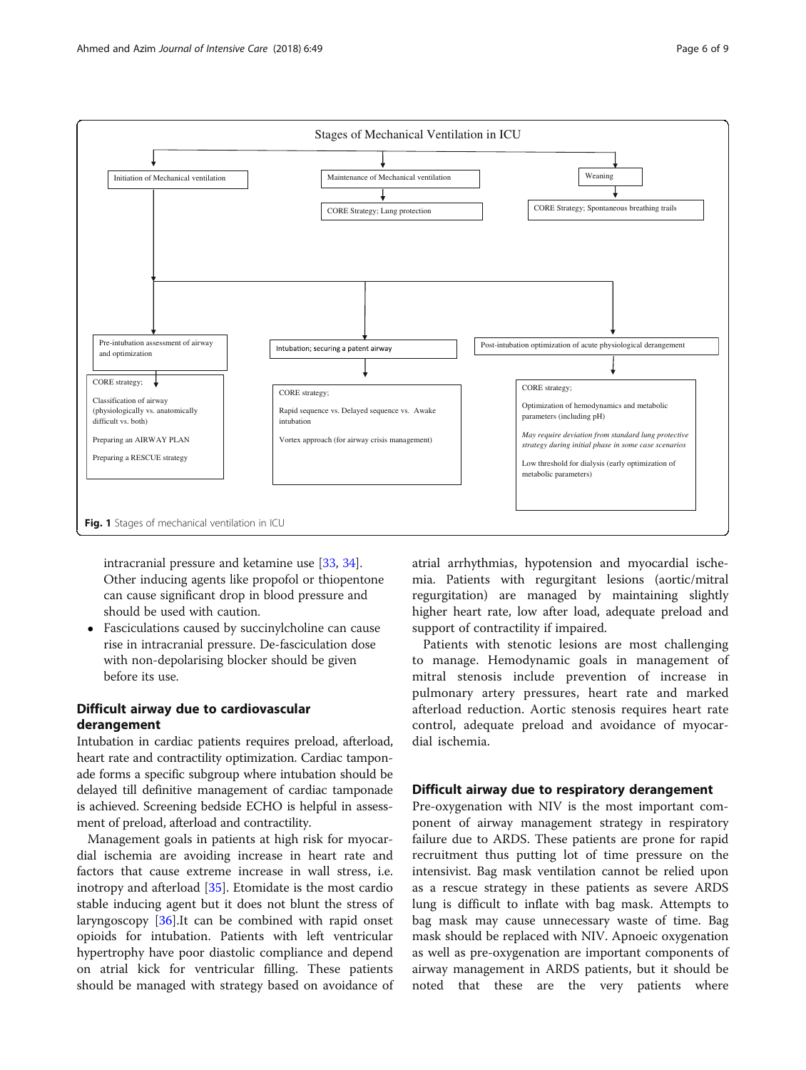Stages of Mechanical Ventilation in ICU

Initiation of Mechanical ventilation

Maintenance of Mechanical ventilation

CORE Strategy; Lung protection

Weaning

CORE Strategy; Spontaneous breathing trails

Pre-intubation assessment of airway and optimization

CORE strategy;

Classification of airway (physiologically vs. anatomically difficult vs. both)

Preparing an AIRWAY PLAN

Preparing a RESCUE strategy

Intubation; securing a patent airway

CORE strategy;

Rapid sequence vs. Delayed sequence vs. Awake intubation

Vortex approach (for airway crisis management)

Post-intubation optimization of acute physiological derangement

CORE strategy;

Optimization of hemodynamics and metabolic parameters (including pH)

*May require deviation from standard lung protective strategy during initial phase in some case scenarios*

Low threshold for dialysis (early optimization of metabolic parameters)

**Fig. 1** Stages of mechanical ventilation in ICU

intracranial pressure and ketamine use [33, 34]. Other inducing agents like propofol or thiopentone can cause significant drop in blood pressure and should be used with caution.

- Fasciculations caused by succinylcholine can cause rise in intracranial pressure. De-fasciculation dose with non-depolarising blocker should be given before its use.

## Difficult airway due to cardiovascular derangement

Intubation in cardiac patients requires preload, afterload, heart rate and contractility optimization. Cardiac tamponade forms a specific subgroup where intubation should be delayed till definitive management of cardiac tamponade is achieved. Screening bedside ECHO is helpful in assessment of preload, afterload and contractility.

Management goals in patients at high risk for myocardial ischemia are avoiding increase in heart rate and factors that cause extreme increase in wall stress, i.e. inotropy and afterload [35]. Etomidate is the most cardio stable inducing agent but it does not blunt the stress of laryngoscopy [36].It can be combined with rapid onset opioids for intubation. Patients with left ventricular hypertrophy have poor diastolic compliance and depend on atrial kick for ventricular filling. These patients should be managed with strategy based on avoidance of atrial arrhythmias, hypotension and myocardial ischemia. Patients with regurgitant lesions (aortic/mitral regurgitation) are managed by maintaining slightly higher heart rate, low after load, adequate preload and support of contractility if impaired.

Patients with stenotic lesions are most challenging to manage. Hemodynamic goals in management of mitral stenosis include prevention of increase in pulmonary artery pressures, heart rate and marked afterload reduction. Aortic stenosis requires heart rate control, adequate preload and avoidance of myocardial ischemia.

## Difficult airway due to respiratory derangement

Pre-oxygenation with NIV is the most important component of airway management strategy in respiratory failure due to ARDS. These patients are prone for rapid recruitment thus putting lot of time pressure on the intensivist. Bag mask ventilation cannot be relied upon as a rescue strategy in these patients as severe ARDS lung is difficult to inflate with bag mask. Attempts to bag mask may cause unnecessary waste of time. Bag mask should be replaced with NIV. Apnoeic oxygenation as well as pre-oxygenation are important components of airway management in ARDS patients, but it should be noted that these are the very patients where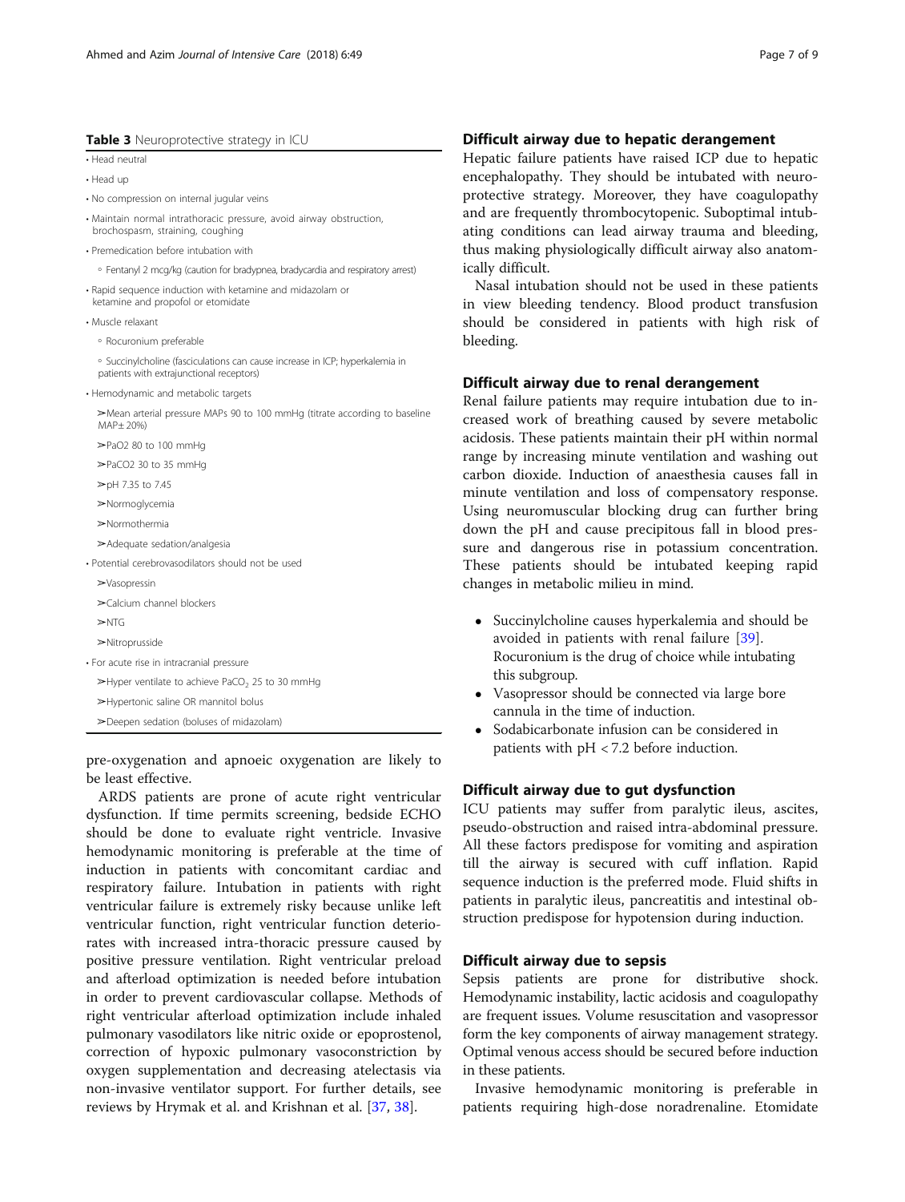**Table 3** Neuroprotective strategy in ICU

- Head neutral
- Head up
- No compression on internal jugular veins
- Maintain normal intrathoracic pressure, avoid airway obstruction, brochospasm, straining, coughing
- Premedication before intubation with
  - Fentanyl 2 mcg/kg (caution for bradypnea, bradycardia and respiratory arrest)
- Rapid sequence induction with ketamine and midazolam or ketamine and propofol or etomidate
- Muscle relaxant
  - Rocuronium preferable
  - Succinylcholine (fasciculations can cause increase in ICP; hyperkalemia in patients with extrajunctional receptors)
- Hemodynamic and metabolic targets
  - ➢Mean arterial pressure MAPs 90 to 100 mmHg (titrate according to baseline MAP± 20%)
  - ➢PaO2 80 to 100 mmHg
  - ➢PaCO2 30 to 35 mmHg
  - ➢pH 7.35 to 7.45
  - ➢Normoglycemia
  - ➢Normothermia
  - ➢Adequate sedation/analgesia
- Potential cerebrovasodilators should not be used
  - ➢Vasopressin
  - ➢Calcium channel blockers
  - ➢NTG
  - ➢Nitroprusside
- For acute rise in intracranial pressure
  - ➢Hyper ventilate to achieve $PaCO_2$ 25 to 30 mmHg
  - ➢Hypertonic saline OR mannitol bolus
  - ➢Deepen sedation (boluses of midazolam)

pre-oxygenation and apnoeic oxygenation are likely to be least effective.

ARDS patients are prone of acute right ventricular dysfunction. If time permits screening, bedside ECHO should be done to evaluate right ventricle. Invasive hemodynamic monitoring is preferable at the time of induction in patients with concomitant cardiac and respiratory failure. Intubation in patients with right ventricular failure is extremely risky because unlike left ventricular function, right ventricular function deteriorates with increased intra-thoracic pressure caused by positive pressure ventilation. Right ventricular preload and afterload optimization is needed before intubation in order to prevent cardiovascular collapse. Methods of right ventricular afterload optimization include inhaled pulmonary vasodilators like nitric oxide or epoprostenol, correction of hypoxic pulmonary vasoconstriction by oxygen supplementation and decreasing atelectasis via non-invasive ventilator support. For further details, see reviews by Hrymak et al. and Krishnan et al. [37, 38].

### Difficult airway due to hepatic derangement

Hepatic failure patients have raised ICP due to hepatic encephalopathy. They should be intubated with neuroprotective strategy. Moreover, they have coagulopathy and are frequently thrombocytopenic. Suboptimal intubating conditions can lead airway trauma and bleeding, thus making physiologically difficult airway also anatomically difficult.

Nasal intubation should not be used in these patients in view bleeding tendency. Blood product transfusion should be considered in patients with high risk of bleeding.

### Difficult airway due to renal derangement

Renal failure patients may require intubation due to increased work of breathing caused by severe metabolic acidosis. These patients maintain their pH within normal range by increasing minute ventilation and washing out carbon dioxide. Induction of anaesthesia causes fall in minute ventilation and loss of compensatory response. Using neuromuscular blocking drug can further bring down the pH and cause precipitous fall in blood pressure and dangerous rise in potassium concentration. These patients should be intubated keeping rapid changes in metabolic milieu in mind.

- Succinylcholine causes hyperkalemia and should be avoided in patients with renal failure [39]. Rocuronium is the drug of choice while intubating this subgroup.
- Vasopressor should be connected via large bore cannula in the time of induction.
- Sodabicarbonate infusion can be considered in patients with pH < 7.2 before induction.

### Difficult airway due to gut dysfunction

ICU patients may suffer from paralytic ileus, ascites, pseudo-obstruction and raised intra-abdominal pressure. All these factors predispose for vomiting and aspiration till the airway is secured with cuff inflation. Rapid sequence induction is the preferred mode. Fluid shifts in patients in paralytic ileus, pancreatitis and intestinal obstruction predispose for hypotension during induction.

### Difficult airway due to sepsis

Sepsis patients are prone for distributive shock. Hemodynamic instability, lactic acidosis and coagulopathy are frequent issues. Volume resuscitation and vasopressor form the key components of airway management strategy. Optimal venous access should be secured before induction in these patients.

Invasive hemodynamic monitoring is preferable in patients requiring high-dose noradrenaline. Etomidate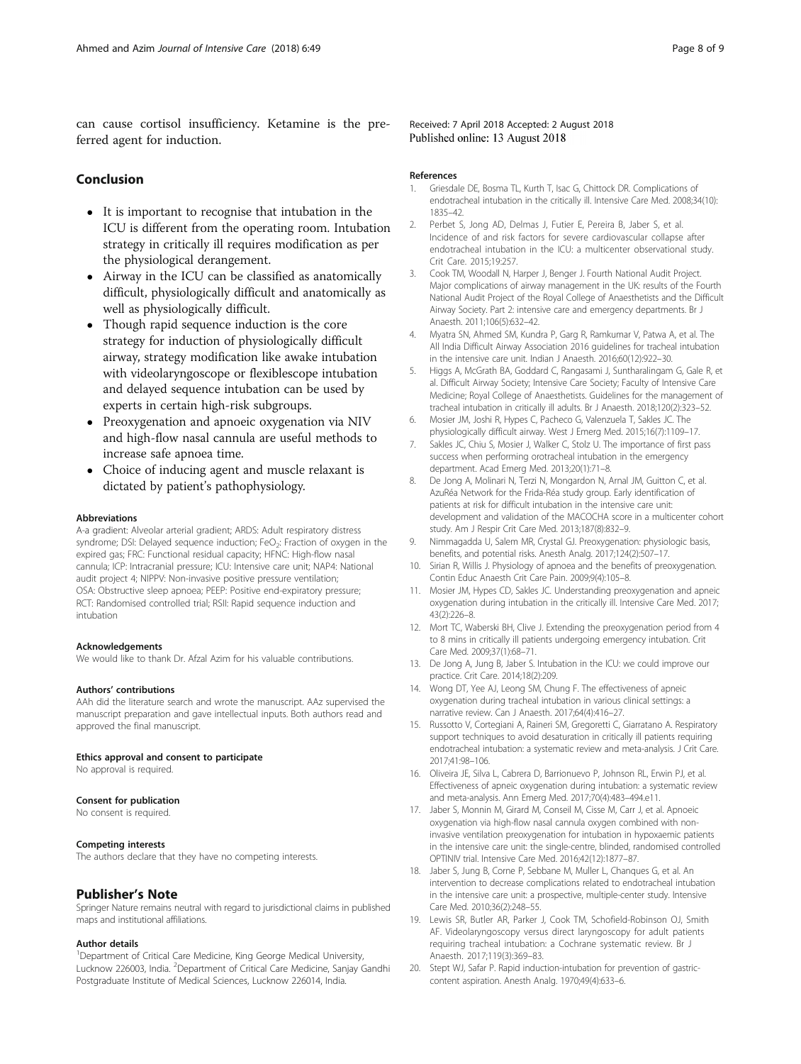can cause cortisol insufficiency. Ketamine is the preferred agent for induction.

## Conclusion

- It is important to recognise that intubation in the ICU is different from the operating room. Intubation strategy in critically ill requires modification as per the physiological derangement.
- Airway in the ICU can be classified as anatomically difficult, physiologically difficult and anatomically as well as physiologically difficult.
- Though rapid sequence induction is the core strategy for induction of physiologically difficult airway, strategy modification like awake intubation with videolaryngoscope or flexiblescope intubation and delayed sequence intubation can be used by experts in certain high-risk subgroups.
- Preoxygenation and apnoeic oxygenation via NIV and high-flow nasal cannula are useful methods to increase safe apnoea time.
- Choice of inducing agent and muscle relaxant is dictated by patient's pathophysiology.

#### Abbreviations

A-a gradient: Alveolar arterial gradient; ARDS: Adult respiratory distress syndrome; DSI: Delayed sequence induction; $FeO_2$: Fraction of oxygen in the expired gas; FRC: Functional residual capacity; HFNC: High-flow nasal cannula; ICP: Intracranial pressure; ICU: Intensive care unit; NAP4: National audit project 4; NIPPV: Non-invasive positive pressure ventilation; OSA: Obstructive sleep apnoea; PEEP: Positive end-expiratory pressure; RCT: Randomised controlled trial; RSII: Rapid sequence induction and intubation

#### Acknowledgements

We would like to thank Dr. Afzal Azim for his valuable contributions.

#### Authors' contributions

AAh did the literature search and wrote the manuscript. AAz supervised the manuscript preparation and gave intellectual inputs. Both authors read and approved the final manuscript.

#### Ethics approval and consent to participate

No approval is required.

#### Consent for publication

No consent is required.

#### Competing interests

The authors declare that they have no competing interests.

## Publisher's Note

Springer Nature remains neutral with regard to jurisdictional claims in published maps and institutional affiliations.

#### Author details

[1]Department of Critical Care Medicine, King George Medical University, Lucknow 226003, India. [2]Department of Critical Care Medicine, Sanjay Gandhi Postgraduate Institute of Medical Sciences, Lucknow 226014, India.

Received: 7 April 2018 Accepted: 2 August 2018
Published online: 13 August 2018

#### References

1. Griesdale DE, Bosma TL, Kurth T, Isac G, Chittock DR. Complications of endotracheal intubation in the critically ill. Intensive Care Med. 2008;34(10):1835–42.
2. Perbet S, Jong AD, Delmas J, Futier E, Pereira B, Jaber S, et al. Incidence of and risk factors for severe cardiovascular collapse after endotracheal intubation in the ICU: a multicenter observational study. Crit Care. 2015;19:257.
3. Cook TM, Woodall N, Harper J, Benger J. Fourth National Audit Project. Major complications of airway management in the UK: results of the Fourth National Audit Project of the Royal College of Anaesthetists and the Difficult Airway Society. Part 2: intensive care and emergency departments. Br J Anaesth. 2011;106(5):632–42.
4. Myatra SN, Ahmed SM, Kundra P, Garg R, Ramkumar V, Patwa A, et al. The All India Difficult Airway Association 2016 guidelines for tracheal intubation in the intensive care unit. Indian J Anaesth. 2016;60(12):922–30.
5. Higgs A, McGrath BA, Goddard C, Rangasami J, Suntharalingam G, Gale R, et al. Difficult Airway Society; Intensive Care Society; Faculty of Intensive Care Medicine; Royal College of Anaesthetists. Guidelines for the management of tracheal intubation in critically ill adults. Br J Anaesth. 2018;120(2):323–52.
6. Mosier JM, Joshi R, Hypes C, Pacheco G, Valenzuela T, Sakles JC. The physiologically difficult airway. West J Emerg Med. 2015;16(7):1109–17.
7. Sakles JC, Chiu S, Mosier J, Walker C, Stolz U. The importance of first pass success when performing orotracheal intubation in the emergency department. Acad Emerg Med. 2013;20(1):71–8.
8. De Jong A, Molinari N, Terzi N, Mongardon N, Arnal JM, Guitton C, et al. AzuRéa Network for the Frida-Réa study group. Early identification of patients at risk for difficult intubation in the intensive care unit: development and validation of the MACOCHA score in a multicenter cohort study. Am J Respir Crit Care Med. 2013;187(8):832–9.
9. Nimmagadda U, Salem MR, Crystal GJ. Preoxygenation: physiologic basis, benefits, and potential risks. Anesth Analg. 2017;124(2):507–17.
10. Sirian R, Willis J. Physiology of apnoea and the benefits of preoxygenation. Contin Educ Anaesth Crit Care Pain. 2009;9(4):105–8.
11. Mosier JM, Hypes CD, Sakles JC. Understanding preoxygenation and apneic oxygenation during intubation in the critically ill. Intensive Care Med. 2017;43(2):226–8.
12. Mort TC, Waberski BH, Clive J. Extending the preoxygenation period from 4 to 8 mins in critically ill patients undergoing emergency intubation. Crit Care Med. 2009;37(1):68–71.
13. De Jong A, Jung B, Jaber S. Intubation in the ICU: we could improve our practice. Crit Care. 2014;18(2):209.
14. Wong DT, Yee AJ, Leong SM, Chung F. The effectiveness of apneic oxygenation during tracheal intubation in various clinical settings: a narrative review. Can J Anaesth. 2017;64(4):416–27.
15. Russotto V, Cortegiani A, Raineri SM, Gregoretti C, Giarratano A. Respiratory support techniques to avoid desaturation in critically ill patients requiring endotracheal intubation: a systematic review and meta-analysis. J Crit Care. 2017;41:98–106.
16. Oliveira JE, Silva L, Cabrera D, Barrionuevo P, Johnson RL, Erwin PJ, et al. Effectiveness of apneic oxygenation during intubation: a systematic review and meta-analysis. Ann Emerg Med. 2017;70(4):483–494.e11.
17. Jaber S, Monnin M, Girard M, Conseil M, Cisse M, Carr J, et al. Apnoeic oxygenation via high-flow nasal cannula oxygen combined with non-invasive ventilation preoxygenation for intubation in hypoxaemic patients in the intensive care unit: the single-centre, blinded, randomised controlled OPTINIV trial. Intensive Care Med. 2016;42(12):1877–87.
18. Jaber S, Jung B, Corne P, Sebbane M, Muller L, Chanques G, et al. An intervention to decrease complications related to endotracheal intubation in the intensive care unit: a prospective, multiple-center study. Intensive Care Med. 2010;36(2):248–55.
19. Lewis SR, Butler AR, Parker J, Cook TM, Schofield-Robinson OJ, Smith AF. Videolaryngoscopy versus direct laryngoscopy for adult patients requiring tracheal intubation: a Cochrane systematic review. Br J Anaesth. 2017;119(3):369–83.
20. Stept WJ, Safar P. Rapid induction-intubation for prevention of gastric-content aspiration. Anesth Analg. 1970;49(4):633–6.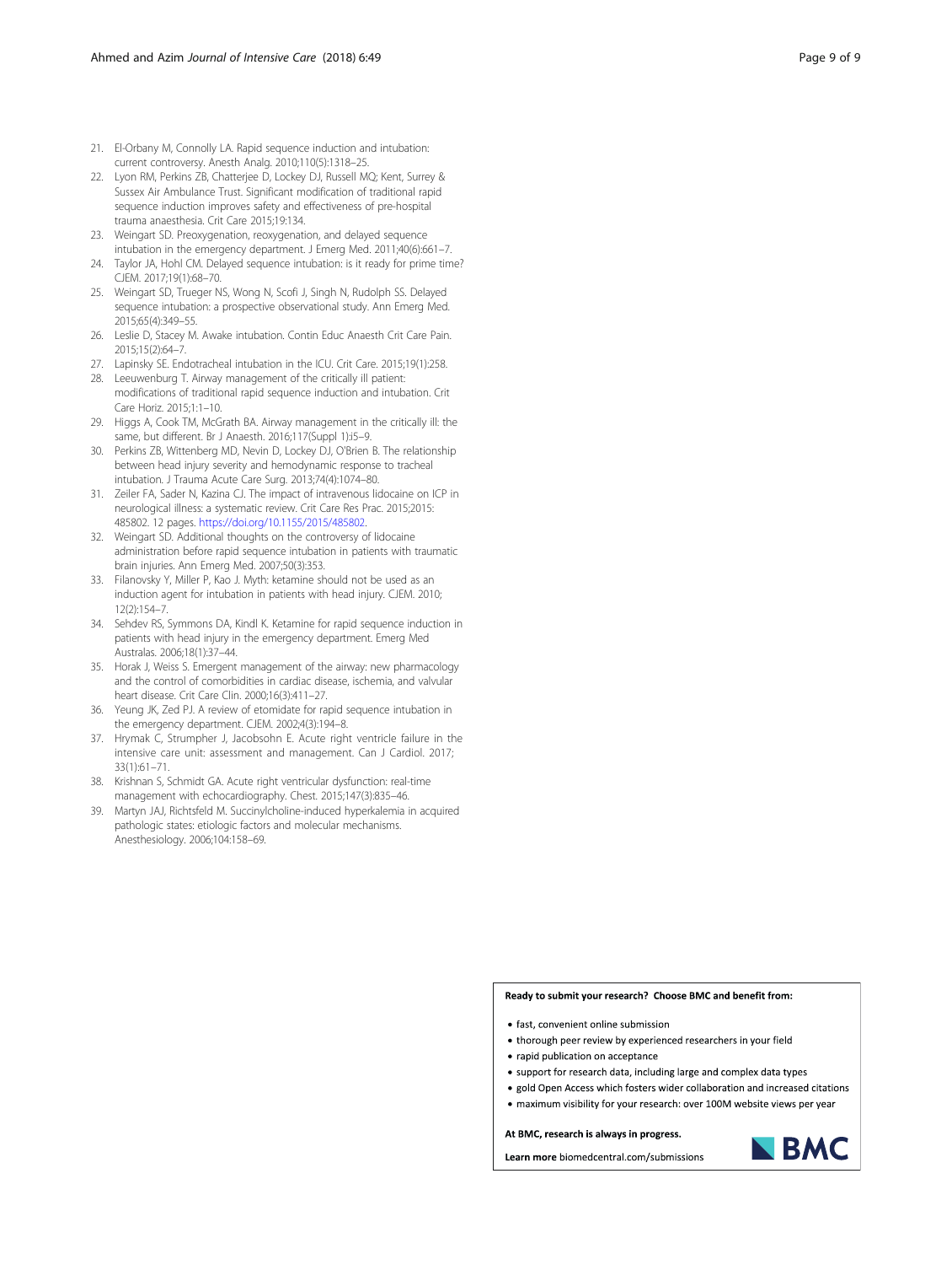21. El-Orbany M, Connolly LA. Rapid sequence induction and intubation: current controversy. Anesth Analg. 2010;110(5):1318–25.
22. Lyon RM, Perkins ZB, Chatterjee D, Lockey DJ, Russell MQ; Kent, Surrey & Sussex Air Ambulance Trust. Significant modification of traditional rapid sequence induction improves safety and effectiveness of pre-hospital trauma anaesthesia. Crit Care 2015;19:134.
23. Weingart SD. Preoxygenation, reoxygenation, and delayed sequence intubation in the emergency department. J Emerg Med. 2011;40(6):661–7.
24. Taylor JA, Hohl CM. Delayed sequence intubation: is it ready for prime time? CJEM. 2017;19(1):68–70.
25. Weingart SD, Trueger NS, Wong N, Scofi J, Singh N, Rudolph SS. Delayed sequence intubation: a prospective observational study. Ann Emerg Med. 2015;65(4):349–55.
26. Leslie D, Stacey M. Awake intubation. Contin Educ Anaesth Crit Care Pain. 2015;15(2):64–7.
27. Lapinsky SE. Endotracheal intubation in the ICU. Crit Care. 2015;19(1):258.
28. Leeuwenburg T. Airway management of the critically ill patient: modifications of traditional rapid sequence induction and intubation. Crit Care Horiz. 2015;1:1–10.
29. Higgs A, Cook TM, McGrath BA. Airway management in the critically ill: the same, but different. Br J Anaesth. 2016;117(Suppl 1):i5–9.
30. Perkins ZB, Wittenberg MD, Nevin D, Lockey DJ, O'Brien B. The relationship between head injury severity and hemodynamic response to tracheal intubation. J Trauma Acute Care Surg. 2013;74(4):1074–80.
31. Zeiler FA, Sader N, Kazina CJ. The impact of intravenous lidocaine on ICP in neurological illness: a systematic review. Crit Care Res Prac. 2015;2015: 485802. 12 pages. https://doi.org/10.1155/2015/485802.
32. Weingart SD. Additional thoughts on the controversy of lidocaine administration before rapid sequence intubation in patients with traumatic brain injuries. Ann Emerg Med. 2007;50(3):353.
33. Filanovsky Y, Miller P, Kao J. Myth: ketamine should not be used as an induction agent for intubation in patients with head injury. CJEM. 2010; 12(2):154–7.
34. Sehdev RS, Symmons DA, Kindl K. Ketamine for rapid sequence induction in patients with head injury in the emergency department. Emerg Med Australas. 2006;18(1):37–44.
35. Horak J, Weiss S. Emergent management of the airway: new pharmacology and the control of comorbidities in cardiac disease, ischemia, and valvular heart disease. Crit Care Clin. 2000;16(3):411–27.
36. Yeung JK, Zed PJ. A review of etomidate for rapid sequence intubation in the emergency department. CJEM. 2002;4(3):194–8.
37. Hrymak C, Strumpher J, Jacobsohn E. Acute right ventricle failure in the intensive care unit: assessment and management. Can J Cardiol. 2017; 33(1):61–71.
38. Krishnan S, Schmidt GA. Acute right ventricular dysfunction: real-time management with echocardiography. Chest. 2015;147(3):835–46.
39. Martyn JAJ, Richtsfeld M. Succinylcholine-induced hyperkalemia in acquired pathologic states: etiologic factors and molecular mechanisms. Anesthesiology. 2006;104:158–69.

**Ready to submit your research? Choose BMC and benefit from:**

- fast, convenient online submission
- thorough peer review by experienced researchers in your field
- rapid publication on acceptance
- support for research data, including large and complex data types
- gold Open Access which fosters wider collaboration and increased citations
- maximum visibility for your research: over 100M website views per year

**At BMC, research is always in progress.**

**Learn more** biomedcentral.com/submissions

BMC